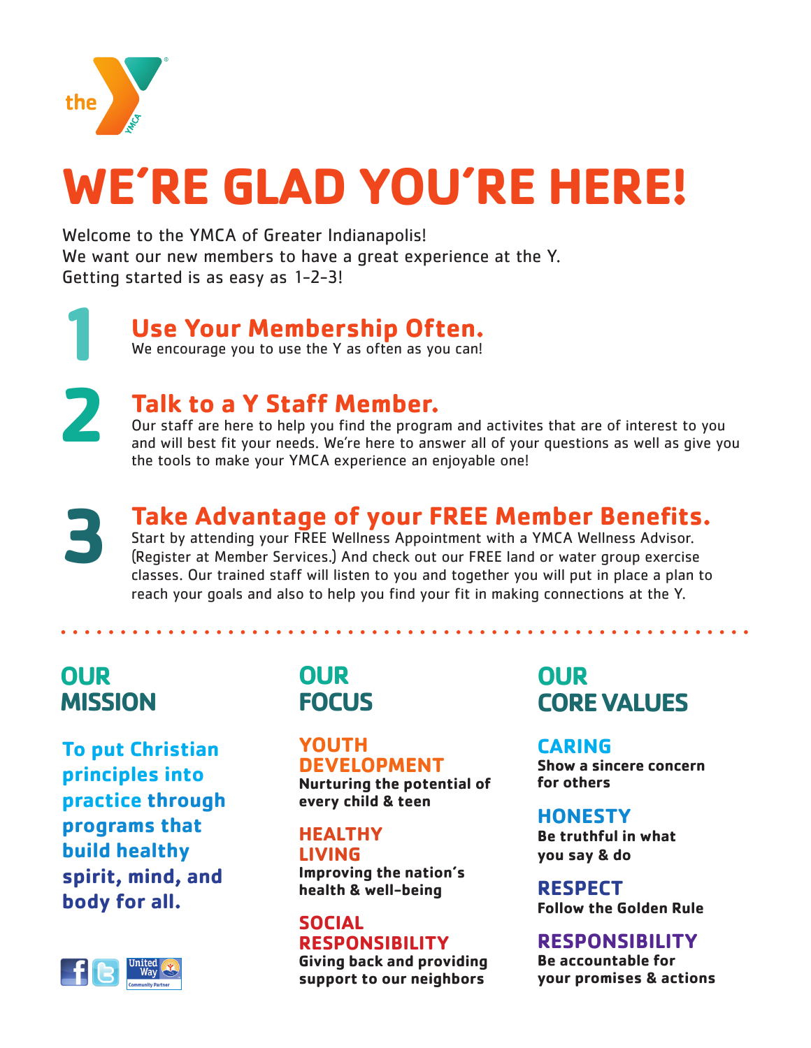# WE'RE GLAD YOU'RE HERE!

Welcome to the YMCA of Greater Indianapolis!
We want our new members to have a great experience at the Y.
Getting started is as easy as 1-2-3!

## 1 Use Your Membership Often.

We encourage you to use the Y as often as you can!

## 2 Talk to a Y Staff Member.

Our staff are here to help you find the program and activites that are of interest to you and will best fit your needs. We're here to answer all of your questions as well as give you the tools to make your YMCA experience an enjoyable one!

## 3 Take Advantage of your FREE Member Benefits.

Start by attending your FREE Wellness Appointment with a YMCA Wellness Advisor. (Register at Member Services.) And check out our FREE land or water group exercise classes. Our trained staff will listen to you and together you will put in place a plan to reach your goals and also to help you find your fit in making connections at the Y.

## OUR MISSION

**To put Christian principles into practice through programs that build healthy spirit, mind, and body for all.**

## OUR FOCUS

### YOUTH DEVELOPMENT

**Nurturing the potential of every child & teen**

### HEALTHY LIVING

**Improving the nation's health & well-being**

### SOCIAL RESPONSIBILITY

**Giving back and providing support to our neighbors**

## OUR CORE VALUES

### CARING

**Show a sincere concern for others**

### HONESTY

**Be truthful in what you say & do**

### RESPECT

**Follow the Golden Rule**

### RESPONSIBILITY

**Be accountable for your promises & actions**

United Way Community Partner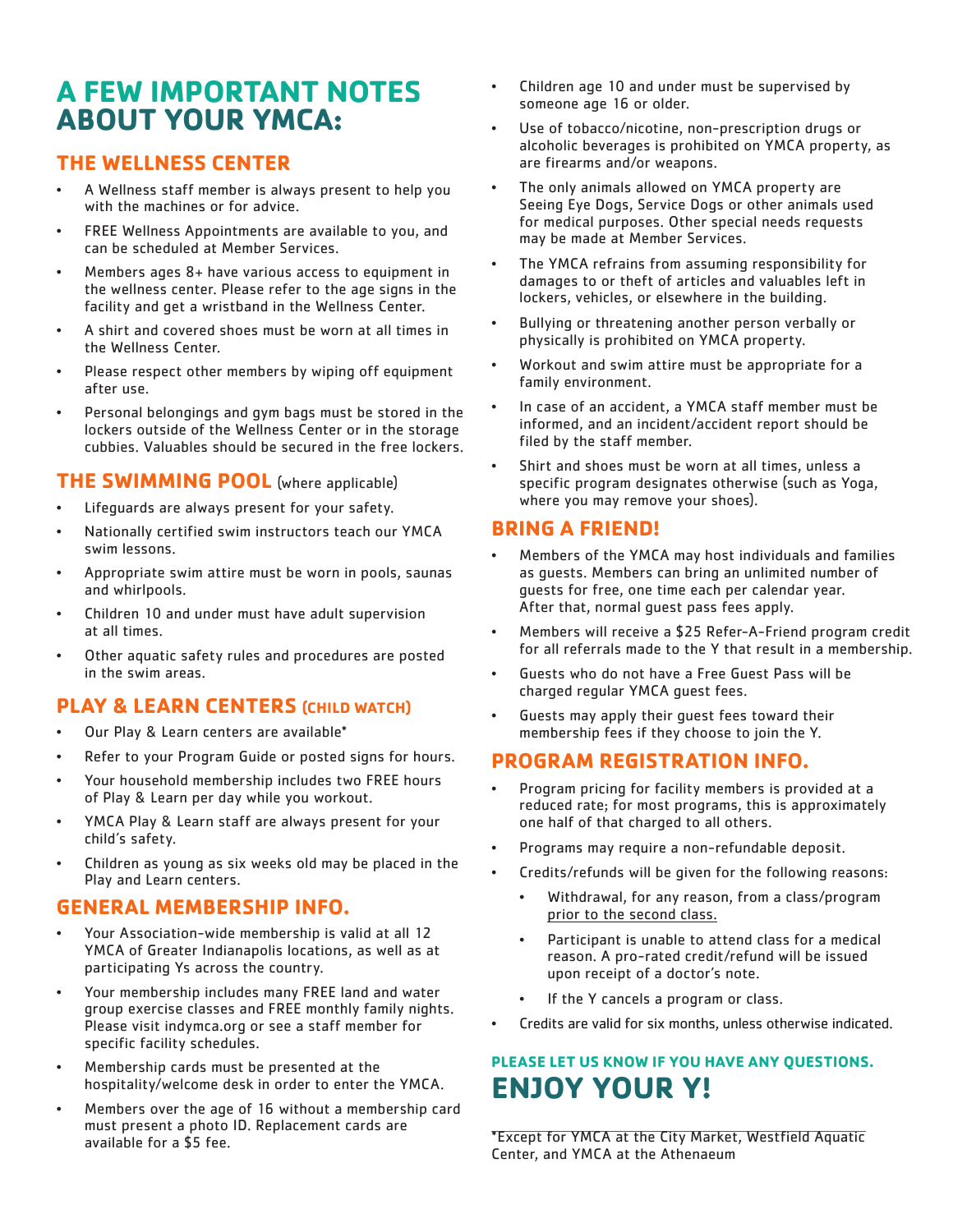# A FEW IMPORTANT NOTES ABOUT YOUR YMCA:

## THE WELLNESS CENTER

- A Wellness staff member is always present to help you with the machines or for advice.
- FREE Wellness Appointments are available to you, and can be scheduled at Member Services.
- Members ages 8+ have various access to equipment in the wellness center. Please refer to the age signs in the facility and get a wristband in the Wellness Center.
- A shirt and covered shoes must be worn at all times in the Wellness Center.
- Please respect other members by wiping off equipment after use.
- Personal belongings and gym bags must be stored in the lockers outside of the Wellness Center or in the storage cubbies. Valuables should be secured in the free lockers.

## THE SWIMMING POOL (where applicable)

- Lifeguards are always present for your safety.
- Nationally certified swim instructors teach our YMCA swim lessons.
- Appropriate swim attire must be worn in pools, saunas and whirlpools.
- Children 10 and under must have adult supervision at all times.
- Other aquatic safety rules and procedures are posted in the swim areas.

## PLAY & LEARN CENTERS (CHILD WATCH)

- Our Play & Learn centers are available*
- Refer to your Program Guide or posted signs for hours.
- Your household membership includes two FREE hours of Play & Learn per day while you workout.
- YMCA Play & Learn staff are always present for your child's safety.
- Children as young as six weeks old may be placed in the Play and Learn centers.

## GENERAL MEMBERSHIP INFO.

- Your Association-wide membership is valid at all 12 YMCA of Greater Indianapolis locations, as well as at participating Ys across the country.
- Your membership includes many FREE land and water group exercise classes and FREE monthly family nights. Please visit indymca.org or see a staff member for specific facility schedules.
- Membership cards must be presented at the hospitality/welcome desk in order to enter the YMCA.
- Members over the age of 16 without a membership card must present a photo ID. Replacement cards are available for a $5 fee.
- Children age 10 and under must be supervised by someone age 16 or older.
- Use of tobacco/nicotine, non-prescription drugs or alcoholic beverages is prohibited on YMCA property, as are firearms and/or weapons.
- The only animals allowed on YMCA property are Seeing Eye Dogs, Service Dogs or other animals used for medical purposes. Other special needs requests may be made at Member Services.
- The YMCA refrains from assuming responsibility for damages to or theft of articles and valuables left in lockers, vehicles, or elsewhere in the building.
- Bullying or threatening another person verbally or physically is prohibited on YMCA property.
- Workout and swim attire must be appropriate for a family environment.
- In case of an accident, a YMCA staff member must be informed, and an incident/accident report should be filed by the staff member.
- Shirt and shoes must be worn at all times, unless a specific program designates otherwise (such as Yoga, where you may remove your shoes).

## BRING A FRIEND!

- Members of the YMCA may host individuals and families as guests. Members can bring an unlimited number of guests for free, one time each per calendar year. After that, normal guest pass fees apply.
- Members will receive a $25 Refer-A-Friend program credit for all referrals made to the Y that result in a membership.
- Guests who do not have a Free Guest Pass will be charged regular YMCA guest fees.
- Guests may apply their guest fees toward their membership fees if they choose to join the Y.

## PROGRAM REGISTRATION INFO.

- Program pricing for facility members is provided at a reduced rate; for most programs, this is approximately one half of that charged to all others.
- Programs may require a non-refundable deposit.
- Credits/refunds will be given for the following reasons:
  - Withdrawal, for any reason, from a class/program prior to the second class.
  - Participant is unable to attend class for a medical reason. A pro-rated credit/refund will be issued upon receipt of a doctor's note.
  - If the Y cancels a program or class.
- Credits are valid for six months, unless otherwise indicated.

**PLEASE LET US KNOW IF YOU HAVE ANY QUESTIONS.**

## ENJOY YOUR Y!

*Except for YMCA at the City Market, Westfield Aquatic Center, and YMCA at the Athenaeum